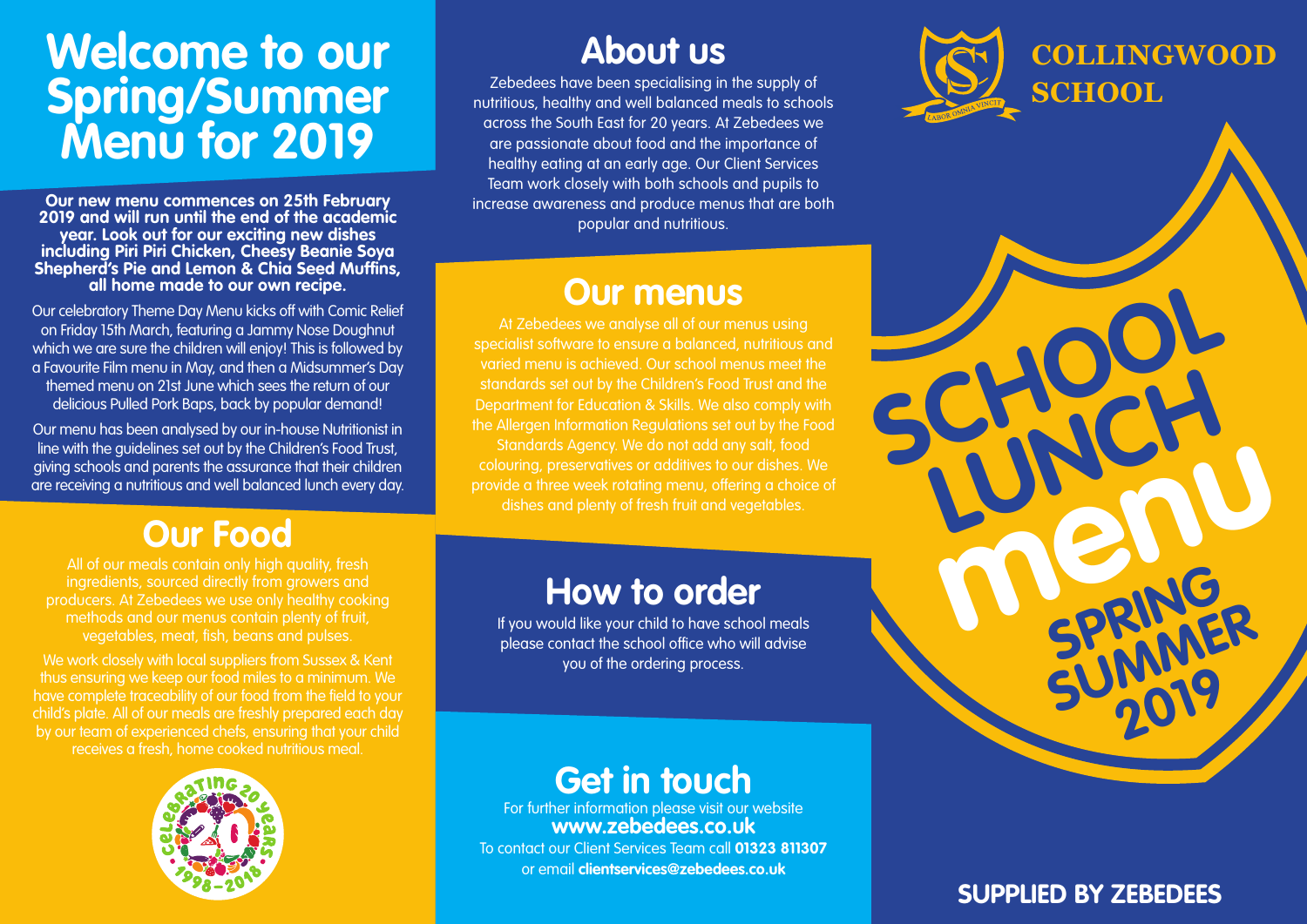# Welcome to our Spring/Summer Menu for 2019

**Our new menu commences on 25th February 2019 and will run until the end of the academic year. Look out for our exciting new dishes including Piri Piri Chicken, Cheesy Beanie Soya Shepherd's Pie and Lemon & Chia Seed Muffins, all home made to our own recipe.**

Our celebratory Theme Day Menu kicks off with Comic Relief on Friday 15th March, featuring a Jammy Nose Doughnut which we are sure the children will enjoy! This is followed by a Favourite Film menu in May, and then a Midsummer's Day themed menu on 21st June which sees the return of our delicious Pulled Pork Baps, back by popular demand!

Our menu has been analysed by our in-house Nutritionist in line with the guidelines set out by the Children's Food Trust, giving schools and parents the assurance that their children are receiving a nutritious and well balanced lunch every day.

## Our Food

All of our meals contain only high quality, fresh ingredients, sourced directly from growers and producers. At Zebedees we use only healthy cooking methods and our menus contain plenty of fruit, vegetables, meat, fish, beans and pulses.

We work closely with local suppliers from Sussex & Kent thus ensuring we keep our food miles to a minimum. We have complete traceability of our food from the field to your child's plate. All of our meals are freshly prepared each day by our team of experienced chefs, ensuring that your child receives a fresh, home cooked nutritious meal.

Celebrating 20 years 1998–2018

## About us

Zebedees have been specialising in the supply of nutritious, healthy and well balanced meals to schools across the South East for 20 years. At Zebedees we are passionate about food and the importance of healthy eating at an early age. Our Client Services Team work closely with both schools and pupils to increase awareness and produce menus that are both popular and nutritious.

## Our menus

At Zebedees we analyse all of our menus using specialist software to ensure a balanced, nutritious and varied menu is achieved. Our school menus meet the standards set out by the Children's Food Trust and the Department for Education & Skills. We also comply with the Allergen Information Regulations set out by the Food Standards Agency. We do not add any salt, food colouring, preservatives or additives to our dishes. We provide a three week rotating menu, offering a choice of dishes and plenty of fresh fruit and vegetables.

## How to order

If you would like your child to have school meals please contact the school office who will advise you of the ordering process.

## Get in touch

For further information please visit our website
**www.zebedees.co.uk**
To contact our Client Services Team call **01323 811307**
or email **clientservices@zebedees.co.uk**

# COLLINGWOOD SCHOOL

LABOR OMNIA VINCIT

# SCHOOL LUNCH menu

SPRING SUMMER 2019

**SUPPLIED BY ZEBEDEES**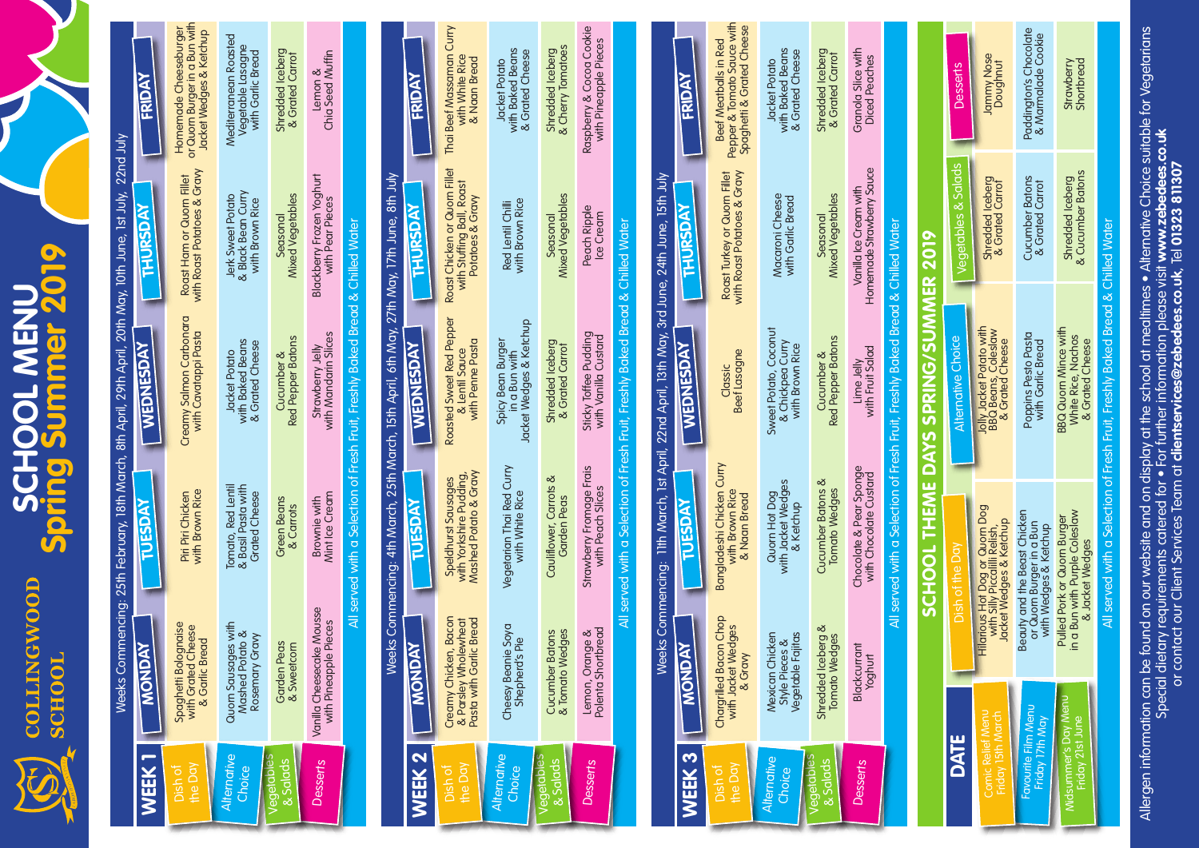# COLLINGWOOD SCHOOL

# SCHOOL MENU
## Spring Summer 2019

### WEEK 1

Weeks Commencing: 25th February, 18th March, 8th April, 29th April, 20th May, 10th June, 1st July, 22nd July

| | MONDAY | TUESDAY | WEDNESDAY | THURSDAY | FRIDAY |
|---|---|---|---|---|---|
| Dish of the Day | Spaghetti Bolognaise with Grated Cheese & Garlic Bread | Piri Piri Chicken with Brown Rice | Creamy Salmon Carbonara with Cavatappi Pasta | Roast Ham or Quorn Fillet with Roast Potatoes & Gravy | Homemade Cheeseburger or Quorn Burger in a Bun with Jacket Wedges & Ketchup |
| Alternative Choice | Quorn Sausages with Mashed Potato & Rosemary Gravy | Tomato, Red Lentil & Basil Pasta with Grated Cheese | Jacket Potato with Baked Beans & Grated Cheese | Jerk Sweet Potato & Black Bean Curry with Brown Rice | Mediterranean Roasted Vegetable Lasagne with Garlic Bread |
| Vegetables & Salads | Garden Peas & Sweetcorn | Green Beans & Carrots | Cucumber & Red Pepper Batons | Seasonal Mixed Vegetables | Shredded Iceberg & Grated Carrot |
| Desserts | Vanilla Cheesecake Mousse with Pineapple Pieces | Brownie with Mint Ice Cream | Strawberry Jelly with Mandarin Slices | Blackberry Frozen Yoghurt with Pear Pieces | Lemon & Chia Seed Muffin |

All served with a Selection of Fresh Fruit, Freshly Baked Bread & Chilled Water

### WEEK 2

Weeks Commencing: 4th March, 25th March, 15th April, 6th May, 27th May, 17th June, 8th July

| | MONDAY | TUESDAY | WEDNESDAY | THURSDAY | FRIDAY |
|---|---|---|---|---|---|
| Dish of the Day | Creamy Chicken, Bacon & Parsley Wholewheat Pasta with Garlic Bread | Speldhurst Sausages with Yorkshire Pudding, Mashed Potato & Gravy | Roasted Sweet Red Pepper & Lentil Sauce with Penne Pasta | Roast Chicken or Quorn Fillet with Stuffing Ball, Roast Potatoes & Gravy | Thai Beef Massaman Curry with White Rice & Naan Bread |
| Alternative Choice | Cheesy Beanie Soya Shepherd's Pie | Vegetarian Thai Red Curry with White Rice | Spicy Bean Burger in a Bun with Jacket Wedges & Ketchup | Red Lentil Chilli with Brown Rice | Jacket Potato with Baked Beans & Grated Cheese |
| Vegetables & Salads | Cucumber Batons & Tomato Wedges | Cauliflower, Carrots & Garden Peas | Shredded Iceberg & Grated Carrot | Seasonal Mixed Vegetables | Shredded Iceberg & Cherry Tomatoes |
| Desserts | Lemon, Orange & Polenta Shortbread | Strawberry Fromage Frais with Peach Slices | Sticky Toffee Pudding with Vanilla Custard | Peach Ripple Ice Cream | Raspberry & Cocoa Cookie with Pineapple Pieces |

All served with a Selection of Fresh Fruit, Freshly Baked Bread & Chilled Water

### WEEK 3

Weeks Commencing: 11th March, 1st April, 22nd April, 13th May, 3rd June, 24th June, 15th July

| | MONDAY | TUESDAY | WEDNESDAY | THURSDAY | FRIDAY |
|---|---|---|---|---|---|
| Dish of the Day | Chargrilled Bacon Chop with Jacket Wedges & Gravy | Bangladeshi Chicken Curry with Brown Rice & Naan Bread | Classic Beef Lasagne | Roast Turkey or Quorn Fillet with Roast Potatoes & Gravy | Beef Meatballs in Red Pepper & Tomato Sauce with Spaghetti & Grated Cheese |
| Alternative Choice | Mexican Chicken Style Pieces & Vegetable Fajitas | Quorn Hot Dog with Jacket Wedges & Ketchup | Sweet Potato, Coconut & Chickpea Curry with Brown Rice | Macaroni Cheese with Garlic Bread | Jacket Potato with Baked Beans & Grated Cheese |
| Vegetables & Salads | Shredded Iceberg & Tomato Wedges | Cucumber Batons & Tomato Wedges | Cucumber & Red Pepper Batons | Seasonal Mixed Vegetables | Shredded Iceberg & Grated Carrot |
| Desserts | Blackcurrant Yoghurt | Chocolate & Pear Sponge with Chocolate Custard | Lime Jelly with Fruit Salad | Vanilla Ice Cream with Homemade Strawberry Sauce | Granola Slice with Diced Peaches |

All served with a Selection of Fresh Fruit, Freshly Baked Bread & Chilled Water

### SCHOOL THEME DAYS SPRING/SUMMER 2019

| DATE | Dish of the Day | Alternative Choice | Vegetables & Salads | Desserts |
|---|---|---|---|---|
| Comic Relief Menu Friday 15th March | Hilarious Hot Dog or Quorn Dog with Silly Piccalilli Relish, Jacket Wedges & Ketchup | Jolly Jacket Potato with BBQ Beans, Coleslaw & Grated Cheese | Shredded Iceberg & Grated Carrot | Jammy Nose Doughnut |
| Favourite Film Menu Friday 17th May | Beauty and the Beast Chicken or Quorn Burger in a Bun with Wedges & Ketchup | Poppins Pesto Pasta with Garlic Bread | Cucumber Batons & Grated Carrot | Paddington's Chocolate & Marmalade Cookie |
| Midsummer's Day Menu Friday 21st June | Pulled Pork or Quorn Burger in a Bun with Purple Coleslaw & Jacket Wedges | BBQ Quorn Mince with White Rice, Nachos & Grated Cheese | Shredded Iceberg & Cucumber Batons | Strawberry Shortbread |

All served with a Selection of Fresh Fruit, Freshly Baked Bread & Chilled Water

Allergen information can be found on our website and on display at the school at mealtimes • Alternative Choice suitable for Vegetarians
Special dietary requirements catered for • For further information please visit **www.zebedees.co.uk** or contact our Client Services Team at **clientservices@zebedees.co.uk**, Tel **01323 811307**